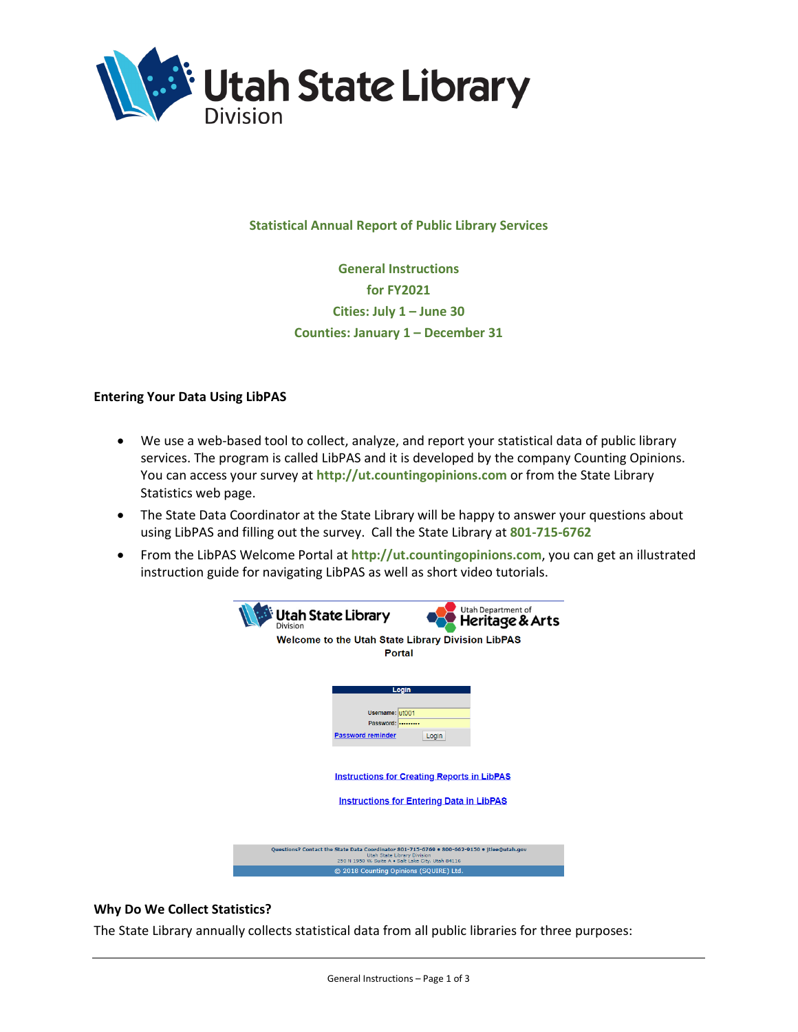Utah State Library Division

**Statistical Annual Report of Public Library Services**

**General Instructions**
**for FY2021**
**Cities: July 1 – June 30**
**Counties: January 1 – December 31**

### Entering Your Data Using LibPAS

- We use a web-based tool to collect, analyze, and report your statistical data of public library services. The program is called LibPAS and it is developed by the company Counting Opinions. You can access your survey at **http://ut.countingopinions.com** or from the State Library Statistics web page.
- The State Data Coordinator at the State Library will be happy to answer your questions about using LibPAS and filling out the survey. Call the State Library at **801-715-6762**
- From the LibPAS Welcome Portal at **http://ut.countingopinions.com**, you can get an illustrated instruction guide for navigating LibPAS as well as short video tutorials.

### Why Do We Collect Statistics?

The State Library annually collects statistical data from all public libraries for three purposes: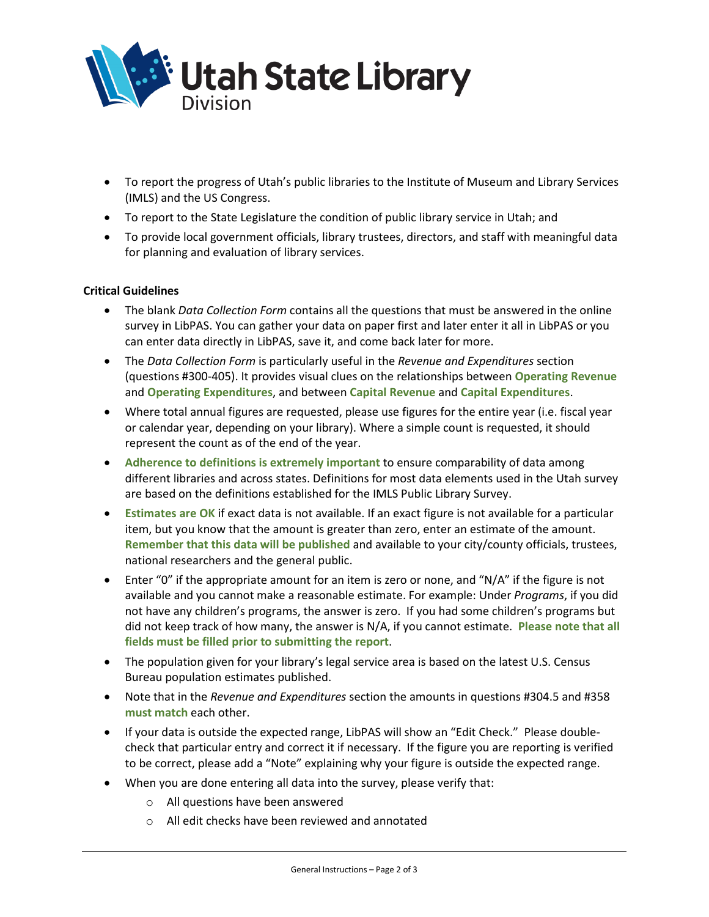- To report the progress of Utah's public libraries to the Institute of Museum and Library Services (IMLS) and the US Congress.
- To report to the State Legislature the condition of public library service in Utah; and
- To provide local government officials, library trustees, directors, and staff with meaningful data for planning and evaluation of library services.

**Critical Guidelines**

- The blank *Data Collection Form* contains all the questions that must be answered in the online survey in LibPAS. You can gather your data on paper first and later enter it all in LibPAS or you can enter data directly in LibPAS, save it, and come back later for more.
- The *Data Collection Form* is particularly useful in the *Revenue and Expenditures* section (questions #300-405). It provides visual clues on the relationships between **Operating Revenue** and **Operating Expenditures**, and between **Capital Revenue** and **Capital Expenditures**.
- Where total annual figures are requested, please use figures for the entire year (i.e. fiscal year or calendar year, depending on your library). Where a simple count is requested, it should represent the count as of the end of the year.
- **Adherence to definitions is extremely important** to ensure comparability of data among different libraries and across states. Definitions for most data elements used in the Utah survey are based on the definitions established for the IMLS Public Library Survey.
- **Estimates are OK** if exact data is not available. If an exact figure is not available for a particular item, but you know that the amount is greater than zero, enter an estimate of the amount. **Remember that this data will be published** and available to your city/county officials, trustees, national researchers and the general public.
- Enter "0" if the appropriate amount for an item is zero or none, and "N/A" if the figure is not available and you cannot make a reasonable estimate. For example: Under *Programs*, if you did not have any children's programs, the answer is zero. If you had some children's programs but did not keep track of how many, the answer is N/A, if you cannot estimate. **Please note that all fields must be filled prior to submitting the report**.
- The population given for your library's legal service area is based on the latest U.S. Census Bureau population estimates published.
- Note that in the *Revenue and Expenditures* section the amounts in questions #304.5 and #358 **must match** each other.
- If your data is outside the expected range, LibPAS will show an "Edit Check." Please double-check that particular entry and correct it if necessary. If the figure you are reporting is verified to be correct, please add a "Note" explaining why your figure is outside the expected range.
- When you are done entering all data into the survey, please verify that:
  - All questions have been answered
  - All edit checks have been reviewed and annotated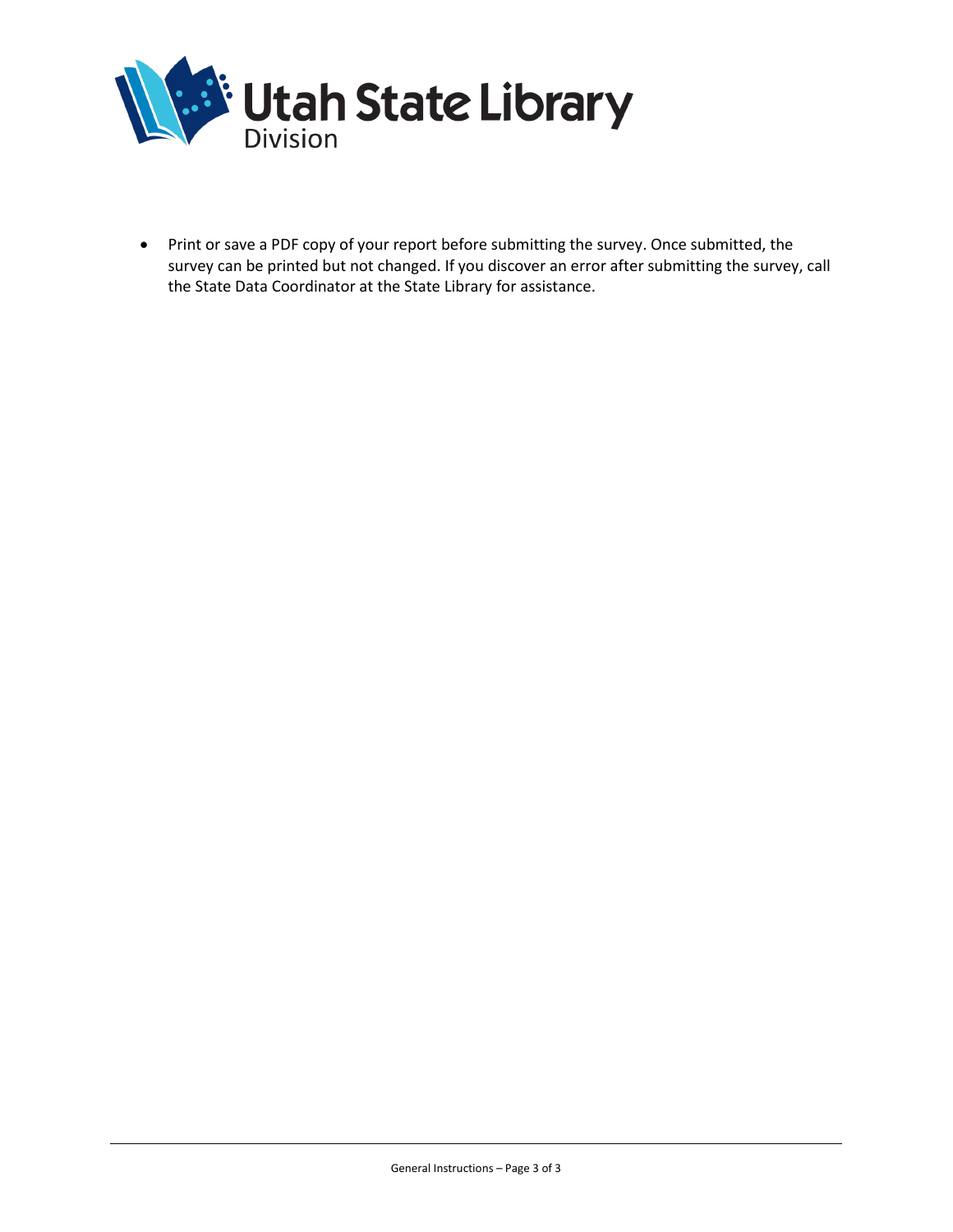- Print or save a PDF copy of your report before submitting the survey. Once submitted, the survey can be printed but not changed. If you discover an error after submitting the survey, call the State Data Coordinator at the State Library for assistance.